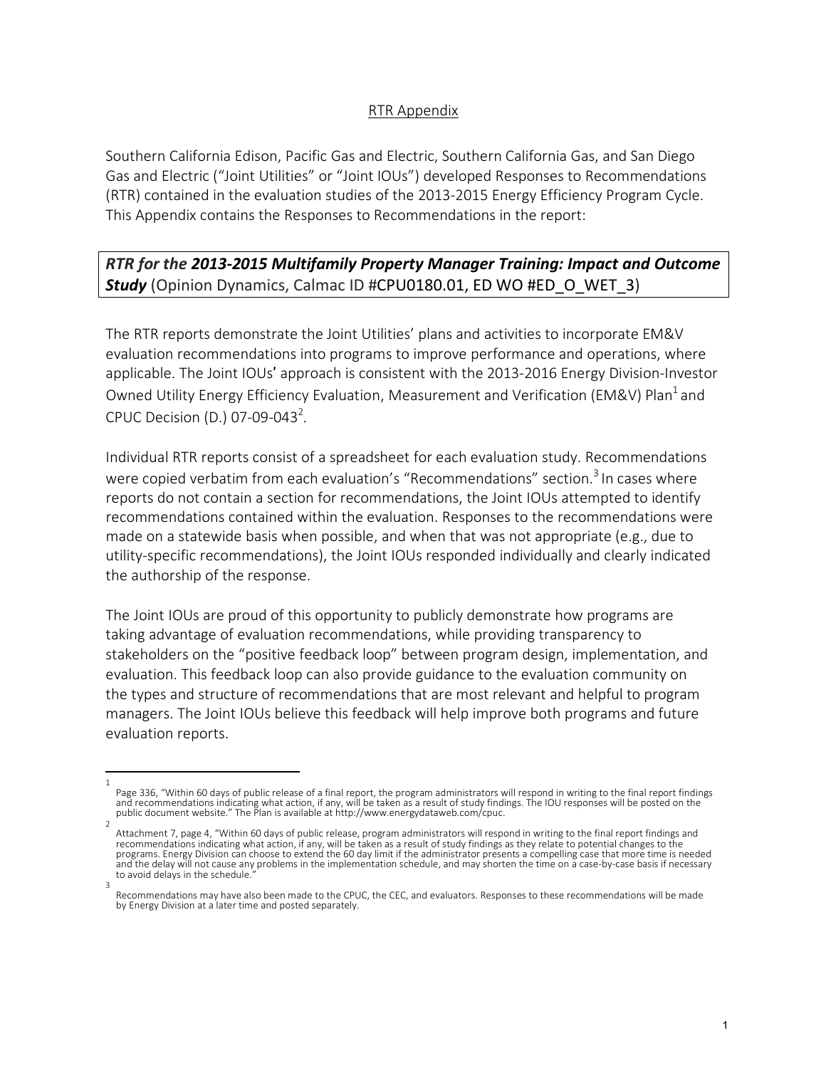## RTR Appendix

Southern California Edison, Pacific Gas and Electric, Southern California Gas, and San Diego Gas and Electric ("Joint Utilities" or "Joint IOUs") developed Responses to Recommendations (RTR) contained in the evaluation studies of the 2013-2015 Energy Efficiency Program Cycle. This Appendix contains the Responses to Recommendations in the report:

***RTR for the 2013-2015 Multifamily Property Manager Training: Impact and Outcome Study*** (Opinion Dynamics, Calmac ID #CPU0180.01, ED WO #ED_O_WET_3)

The RTR reports demonstrate the Joint Utilities' plans and activities to incorporate EM&V evaluation recommendations into programs to improve performance and operations, where applicable. The Joint IOUs' approach is consistent with the 2013-2016 Energy Division-Investor Owned Utility Energy Efficiency Evaluation, Measurement and Verification (EM&V) Plan[1] and CPUC Decision (D.) 07-09-043[2].

Individual RTR reports consist of a spreadsheet for each evaluation study. Recommendations were copied verbatim from each evaluation's "Recommendations" section.[3] In cases where reports do not contain a section for recommendations, the Joint IOUs attempted to identify recommendations contained within the evaluation. Responses to the recommendations were made on a statewide basis when possible, and when that was not appropriate (e.g., due to utility-specific recommendations), the Joint IOUs responded individually and clearly indicated the authorship of the response.

The Joint IOUs are proud of this opportunity to publicly demonstrate how programs are taking advantage of evaluation recommendations, while providing transparency to stakeholders on the "positive feedback loop" between program design, implementation, and evaluation. This feedback loop can also provide guidance to the evaluation community on the types and structure of recommendations that are most relevant and helpful to program managers. The Joint IOUs believe this feedback will help improve both programs and future evaluation reports.

---

[1] Page 336, "Within 60 days of public release of a final report, the program administrators will respond in writing to the final report findings and recommendations indicating what action, if any, will be taken as a result of study findings. The IOU responses will be posted on the public document website." The Plan is available at http://www.energydataweb.com/cpuc.

[2] Attachment 7, page 4, "Within 60 days of public release, program administrators will respond in writing to the final report findings and recommendations indicating what action, if any, will be taken as a result of study findings as they relate to potential changes to the programs. Energy Division can choose to extend the 60 day limit if the administrator presents a compelling case that more time is needed and the delay will not cause any problems in the implementation schedule, and may shorten the time on a case-by-case basis if necessary to avoid delays in the schedule."

[3] Recommendations may have also been made to the CPUC, the CEC, and evaluators. Responses to these recommendations will be made by Energy Division at a later time and posted separately.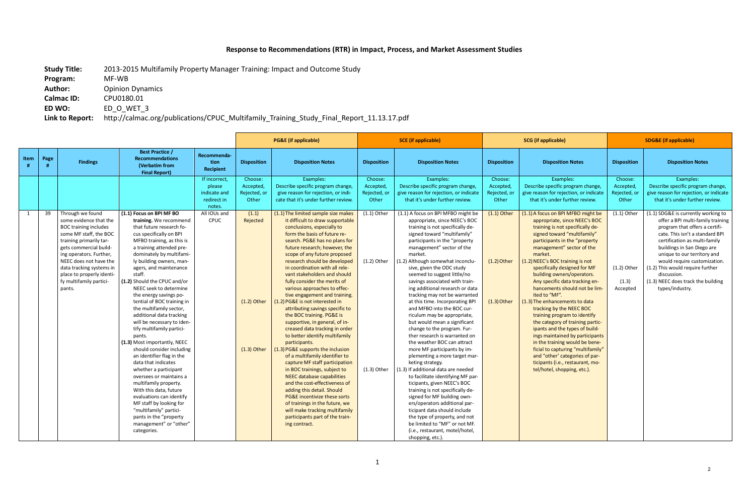## Response to Recommendations (RTR) in Impact, Process, and Market Assessment Studies

**Study Title:** 2013-2015 Multifamily Property Manager Training: Impact and Outcome Study
**Program:** MF-WB
**Author:** Opinion Dynamics
**Calmac ID:** CPU0180.01
**ED WO:** ED_O_WET_3
**Link to Report:** http://calmac.org/publications/CPUC_Multifamily_Training_Study_Final_Report_11.13.17.pdf

| | | | | | PG&E (if applicable) | | SCE (if applicable) | | SCG (if applicable) | | SDG&E (if applicable) | |
|---|---|---|---|---|---|---|---|---|---|---|---|---|
| Item # | Page # | Findings | Best Practice / Recommendations (Verbatim from Final Report) | Recommendation Recipient | Disposition | Disposition Notes | Disposition | Disposition Notes | Disposition | Disposition Notes | Disposition | Disposition Notes |
| | | | | If incorrect, please indicate and redirect in notes. | Choose: Accepted, Rejected, or Other | Examples: Describe specific program change, give reason for rejection, or indicate that it's under further review. | Choose: Accepted, Rejected, or Other | Examples: Describe specific program change, give reason for rejection, or indicate that it's under further review. | Choose: Accepted, Rejected, or Other | Examples: Describe specific program change, give reason for rejection, or indicate that it's under further review. | Choose: Accepted, Rejected, or Other | Examples: Describe specific program change, give reason for rejection, or indicate that it's under further review. |
| 1 | 39 | Through we found some evidence that the BOC training includes some MF staff, the BOC training primarily targets commercial building operators. Further, NEEC does not have the data tracking systems in place to properly identify multifamily participants. | **(1.1) Focus on BPI MF BO training.** We recommend that future research focus specifically on BPI MFBO training, as this is a training attended predominately by multifamily building owners, managers, and maintenance staff.<br>(1.2) Should the CPUC and/or NEEC seek to determine the energy savings potential of BOC training in the multifamily sector, additional data tracking will be necessary to identify multifamily participants.<br>(1.3) Most importantly, NEEC should consider including an identifier flag in the data that indicates whether a participant oversees or maintains a multifamily property. With this data, future evaluations can identify MF staff by looking for "multifamily" participants in the "property management" or "other" categories. | All IOUs and CPUC | (1.1) Rejected<br>(1.2) Other<br>(1.3) Other | (1.1) The limited sample size makes it difficult to draw supportable conclusions, especially to form the basis of future research. PG&E has no plans for future research; however, the scope of any future proposed research should be developed in coordination with all relevant stakeholders and should fully consider the merits of various approaches to effective engagement and training.<br>(1.2) PG&E is not interested in attributing savings specific to the BOC training. PG&E is supportive, in general, of increased data tracking in order to better identify multifamily participants.<br>(1.3) PG&E supports the inclusion of a multifamily identifier to capture MF staff participation in BOC trainings, subject to NEEC database capabilities and the cost-effectiveness of adding this detail. Should PG&E incentivize these sorts of trainings in the future, we will make tracking multifamily participants part of the training contract. | (1.1) Other<br>(1.2) Other<br>(1.3) Other | (1.1) A focus on BPI MFBO might be appropriate, since NEEC's BOC training is not specifically designed toward "multifamily" participants in the "property management" sector of the market.<br>(1.2) Although somewhat inconclusive, given the ODC study seemed to suggest little/no savings associated with training additional research or data tracking may not be warranted at this time. Incorporating BPI and MFBO into the BOC curriculum may be appropriate, but would mean a significant change to the program. Further research is warranted on the weather BOC can attract more MF participants by implementing a more target marketing strategy.<br>(1.3) If additional data are needed to facilitate identifying MF participants, given NEEC's BOC training is not specifically designed for MF building owners/operators additional participant data should include the type of property, and not be limited to "MF" or not MF. (i.e., restaurant, motel/hotel, shopping, etc.). | (1.1) Other<br>(1.2) Other<br>(1.3) Other | (1.1) A focus on BPI MFBO might be appropriate, since NEEC's BOC training is not specifically designed toward "multifamily" participants in the "property management" sector of the market.<br>(1.2) NEEC's BOC training is not specifically designed for MF building owners/operators. Any specific data tracking enhancements should not be limited to "MF".<br>(1.3) The enhancements to data tracking by the NEEC BOC training program to identify the category of training participants and the types of buildings maintained by participants in the training would be beneficial to capturing "multifamily" and "other' categories of participants (i.e., restaurant, motel/hotel, shopping, etc.). | (1.1) Other<br>(1.2) Other<br>(1.3) Accepted | (1.1) SDG&E is currently working to offer a BPI multi-family training program that offers a certificate. This isn't a standard BPI certification as multi-family buildings in San Diego are unique to our territory and would require customization.<br>(1.2) This would require further discussion.<br>(1.3) NEEC does track the building types/industry. |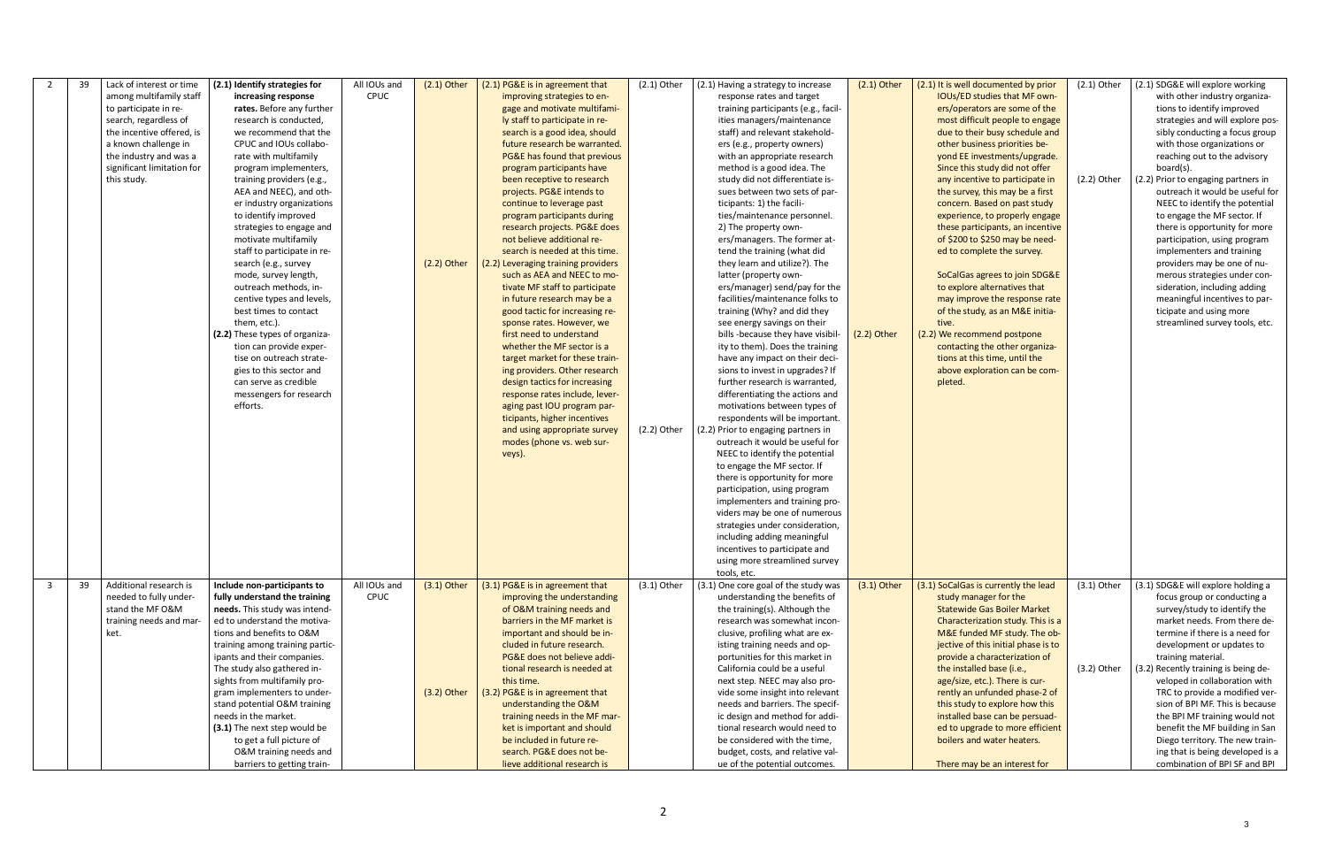| 2 | 39 | Lack of interest or time among multifamily staff to participate in research, regardless of the incentive offered, is a known challenge in the industry and was a significant limitation for this study. | **(2.1) Identify strategies for increasing response rates.** Before any further research is conducted, we recommend that the CPUC and IOUs collaborate with multifamily program implementers, training providers (e.g., AEA and NEEC), and other industry organizations to identify improved strategies to engage and motivate multifamily staff to participate in research (e.g., survey mode, survey length, outreach methods, incentive types and levels, best times to contact them, etc.).<br>**(2.2)** These types of organization can provide expertise on outreach strategies to this sector and can serve as credible messengers for research efforts. | All IOUs and CPUC | (2.1) Other<br><br>(2.2) Other | (2.1) PG&E is in agreement that improving strategies to engage and motivate multifamily staff to participate in research is a good idea, should future research be warranted. PG&E has found that previous program participants have been receptive to research projects. PG&E intends to continue to leverage past program participants during research projects. PG&E does not believe additional research is needed at this time.<br>(2.2) Leveraging training providers such as AEA and NEEC to motivate MF staff to participate in future research may be a good tactic for increasing response rates. However, we first need to understand whether the MF sector is a target market for these training providers. Other research design tactics for increasing response rates include, leveraging past IOU program participants, higher incentives and using appropriate survey modes (phone vs. web surveys). | (2.1) Other<br><br>(2.2) Other | (2.1) Having a strategy to increase response rates and target training participants (e.g., facilities managers/maintenance staff) and relevant stakeholders (e.g., property owners) with an appropriate research method is a good idea. The study did not differentiate issues between two sets of participants: 1) the facilities/maintenance personnel. 2) The property owners/managers. The former attend the training (what did they learn and utilize?). The latter (property owners/manager) send/pay for the facilities/maintenance folks to training (Why? and did they see energy savings on their bills -because they have visibility to them). Does the training have any impact on their decisions to invest in upgrades? If further research is warranted, differentiating the actions and motivations between types of respondents will be important.<br>(2.2) Prior to engaging partners in outreach it would be useful for NEEC to identify the potential to engage the MF sector. If there is opportunity for more participation, using program implementers and training providers may be one of numerous strategies under consideration, including adding meaningful incentives to participate and using more streamlined survey tools, etc. | (2.1) Other<br><br>(2.2) Other | (2.1) It is well documented by prior IOUs/ED studies that MF owners/operators are some of the most difficult people to engage due to their busy schedule and other business priorities beyond EE investments/upgrade. Since this study did not offer any incentive to participate in the survey, this may be a first concern. Based on past study experience, to properly engage these participants, an incentive of $200 to $250 may be needed to complete the survey.<br><br>SoCalGas agrees to join SDG&E to explore alternatives that may improve the response rate of the study, as an M&E initiative.<br>(2.2) We recommend postpone contacting the other organizations at this time, until the above exploration can be completed. | (2.1) Other<br><br>(2.2) Other | (2.1) SDG&E will explore working with other industry organizations to identify improved strategies and will explore possibly conducting a focus group with those organizations or reaching out to the advisory board(s).<br>(2.2) Prior to engaging partners in outreach it would be useful for NEEC to identify the potential to engage the MF sector. If there is opportunity for more participation, using program implementers and training providers may be one of numerous strategies under consideration, including adding meaningful incentives to participate and using more streamlined survey tools, etc. |
|---|---|---|---|---|---|---|---|---|---|---|---|---|---|
| 3 | 39 | Additional research is needed to fully understand the MF O&M training needs and market. | **Include non-participants to fully understand the training needs.** This study was intended to understand the motivations and benefits to O&M training among training participants and their companies. The study also gathered insights from multifamily program implementers to understand potential O&M training needs in the market.<br>**(3.1)** The next step would be to get a full picture of O&M training needs and barriers to getting train- | All IOUs and CPUC | (3.1) Other<br><br>(3.2) Other | (3.1) PG&E is in agreement that improving the understanding of O&M training needs and barriers in the MF market is important and should be included in future research. PG&E does not believe additional research is needed at this time.<br>(3.2) PG&E is in agreement that understanding the O&M training needs in the MF market is important and should be included in future research. PG&E does not believe additional research is | (3.1) Other | (3.1) One core goal of the study was understanding the benefits of the training(s). Although the research was somewhat inconclusive, profiling what are existing training needs and opportunities for this market in California could be a useful next step. NEEC may also provide some insight into relevant needs and barriers. The specific design and method for additional research would need to be considered with the time, budget, costs, and relative value of the potential outcomes. | (3.1) Other | (3.1) SoCalGas is currently the lead study manager for the Statewide Gas Boiler Market Characterization study. This is a M&E funded MF study. The objective of this initial phase is to provide a characterization of the installed base (i.e., age/size, etc.). There is currently an unfunded phase-2 of this study to explore how this installed base can be persuaded to upgrade to more efficient boilers and water heaters.<br><br>There may be an interest for | (3.1) Other<br><br>(3.2) Other | (3.1) SDG&E will explore holding a focus group or conducting a survey/study to identify the market needs. From there determine if there is a need for development or updates to training material.<br>(3.2) Recently training is being developed in collaboration with TRC to provide a modified version of BPI MF. This is because the BPI MF training would not benefit the MF building in San Diego territory. The new training that is being developed is a combination of BPI SF and BPI |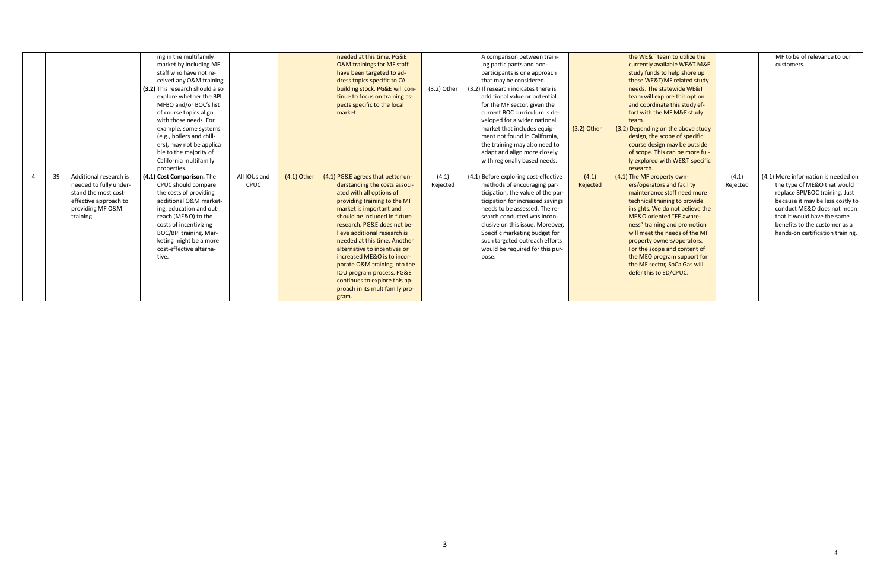| | | | | | | | | | | | | | |
|---|---|---|---|---|---|---|---|---|---|---|---|---|---|
| | | | ing in the multifamily market by including MF staff who have not received any O&M training. (3.2) This research should also explore whether the BPI MFBO and/or BOC's list of course topics align with those needs. For example, some systems (e.g., boilers and chillers), may not be applicable to the majority of California multifamily properties. | | | needed at this time. PG&E O&M trainings for MF staff have been targeted to address topics specific to CA building stock. PG&E will continue to focus on training aspects specific to the local market. | (3.2) Other | A comparison between training participants and non-participants is one approach that may be considered. (3.2) If research indicates there is additional value or potential for the MF sector, given the current BOC curriculum is developed for a wider national market that includes equipment not found in California, the training may also need to adapt and align more closely with regionally based needs. | (3.2) Other | the WE&T team to utilize the currently available WE&T M&E study funds to help shore up these WE&T/MF related study needs. The statewide WE&T team will explore this option and coordinate this study effort with the MF M&E study team. (3.2) Depending on the above study design, the scope of specific course design may be outside of scope. This can be more fully explored with WE&T specific research. | | MF to be of relevance to our customers. |
| 4 | 39 | Additional research is needed to fully understand the most cost-effective approach to providing MF O&M training. | **(4.1) Cost Comparison.** The CPUC should compare the costs of providing additional O&M marketing, education and outreach (ME&O) to the costs of incentivizing BOC/BPI training. Marketing might be a more cost-effective alternative. | All IOUs and CPUC | (4.1) Other | (4.1) PG&E agrees that better understanding the costs associated with all options of providing training to the MF market is important and should be included in future research. PG&E does not believe additional research is needed at this time. Another alternative to incentives or increased ME&O is to incorporate O&M training into the IOU program process. PG&E continues to explore this approach in its multifamily program. | (4.1) Rejected | (4.1) Before exploring cost-effective methods of encouraging participation, the value of the participation for increased savings needs to be assessed. The research conducted was inconclusive on this issue. Moreover, Specific marketing budget for such targeted outreach efforts would be required for this purpose. | (4.1) Rejected | (4.1) The MF property owners/operators and facility maintenance staff need more technical training to provide insights. We do not believe the ME&O oriented "EE awareness" training and promotion will meet the needs of the MF property owners/operators. For the scope and content of the MEO program support for the MF sector, SoCalGas will defer this to ED/CPUC. | (4.1) Rejected | (4.1) More information is needed on the type of ME&O that would replace BPI/BOC training. Just because it may be less costly to conduct ME&O does not mean that it would have the same benefits to the customer as a hands-on certification training. |